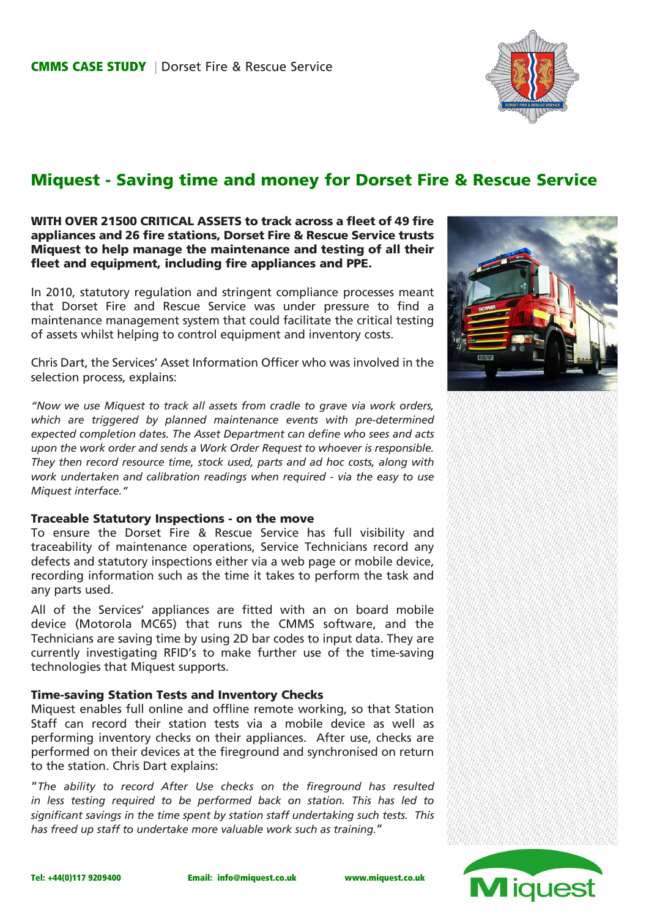**CMMS CASE STUDY** | Dorset Fire & Rescue Service

# Miquest - Saving time and money for Dorset Fire & Rescue Service

**WITH OVER 21500 CRITICAL ASSETS to track across a fleet of 49 fire appliances and 26 fire stations, Dorset Fire & Rescue Service trusts Miquest to help manage the maintenance and testing of all their fleet and equipment, including fire appliances and PPE.**

In 2010, statutory regulation and stringent compliance processes meant that Dorset Fire and Rescue Service was under pressure to find a maintenance management system that could facilitate the critical testing of assets whilst helping to control equipment and inventory costs.

Chris Dart, the Services' Asset Information Officer who was involved in the selection process, explains:

*"Now we use Miquest to track all assets from cradle to grave via work orders, which are triggered by planned maintenance events with pre-determined expected completion dates. The Asset Department can define who sees and acts upon the work order and sends a Work Order Request to whoever is responsible. They then record resource time, stock used, parts and ad hoc costs, along with work undertaken and calibration readings when required - via the easy to use Miquest interface."*

### Traceable Statutory Inspections - on the move

To ensure the Dorset Fire & Rescue Service has full visibility and traceability of maintenance operations, Service Technicians record any defects and statutory inspections either via a web page or mobile device, recording information such as the time it takes to perform the task and any parts used.

All of the Services' appliances are fitted with an on board mobile device (Motorola MC65) that runs the CMMS software, and the Technicians are saving time by using 2D bar codes to input data. They are currently investigating RFID's to make further use of the time-saving technologies that Miquest supports.

### Time-saving Station Tests and Inventory Checks

Miquest enables full online and offline remote working, so that Station Staff can record their station tests via a mobile device as well as performing inventory checks on their appliances. After use, checks are performed on their devices at the fireground and synchronised on return to the station. Chris Dart explains:

"*The ability to record After Use checks on the fireground has resulted in less testing required to be performed back on station. This has led to significant savings in the time spent by station staff undertaking such tests. This has freed up staff to undertake more valuable work such as training.*"

Tel: +44(0)117 9209400 Email: info@miquest.co.uk www.miquest.co.uk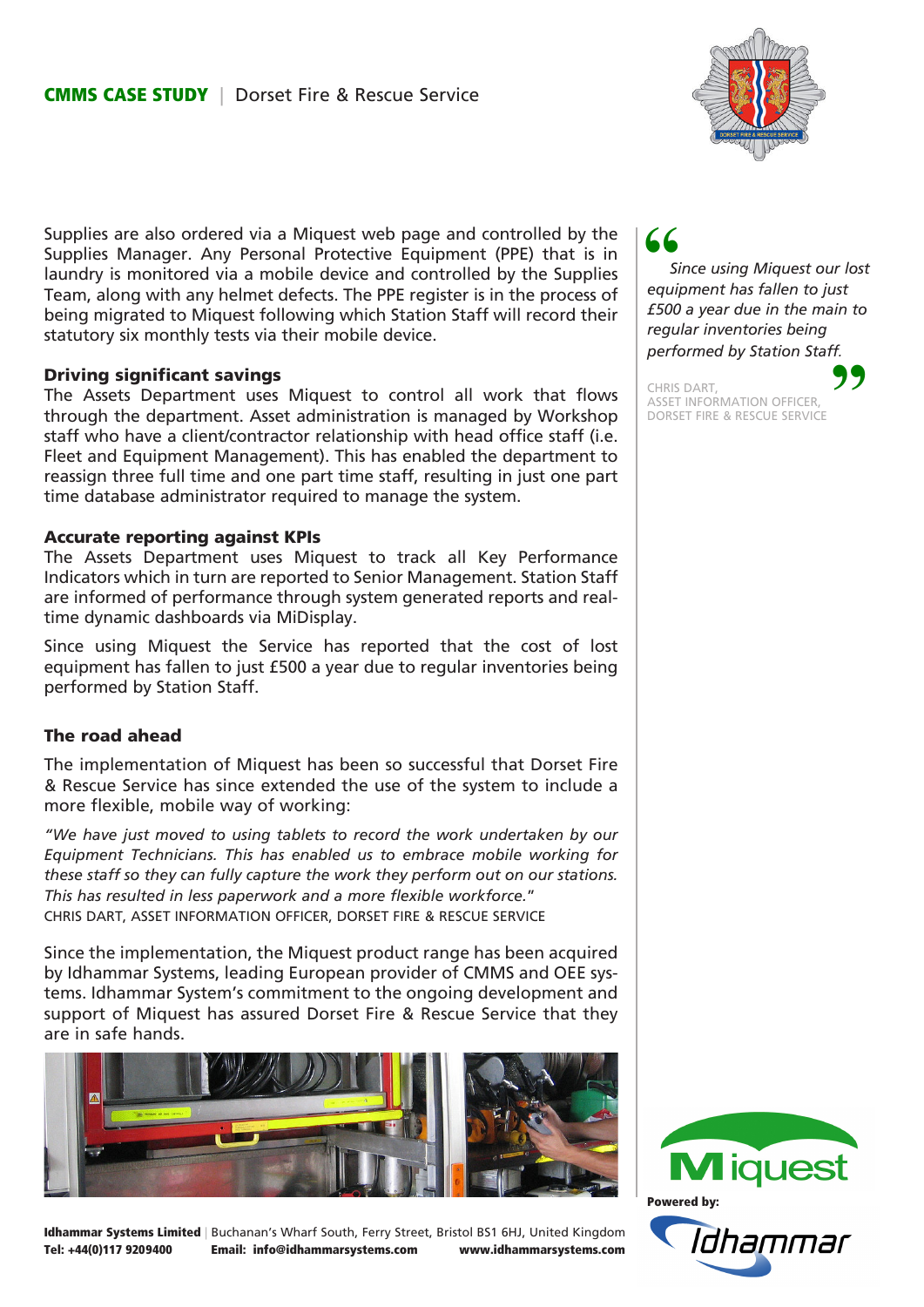Supplies are also ordered via a Miquest web page and controlled by the Supplies Manager. Any Personal Protective Equipment (PPE) that is in laundry is monitored via a mobile device and controlled by the Supplies Team, along with any helmet defects. The PPE register is in the process of being migrated to Miquest following which Station Staff will record their statutory six monthly tests via their mobile device.

### Driving significant savings

The Assets Department uses Miquest to control all work that flows through the department. Asset administration is managed by Workshop staff who have a client/contractor relationship with head office staff (i.e. Fleet and Equipment Management). This has enabled the department to reassign three full time and one part time staff, resulting in just one part time database administrator required to manage the system.

### Accurate reporting against KPIs

The Assets Department uses Miquest to track all Key Performance Indicators which in turn are reported to Senior Management. Station Staff are informed of performance through system generated reports and real-time dynamic dashboards via MiDisplay.

Since using Miquest the Service has reported that the cost of lost equipment has fallen to just £500 a year due to regular inventories being performed by Station Staff.

### The road ahead

The implementation of Miquest has been so successful that Dorset Fire & Rescue Service has since extended the use of the system to include a more flexible, mobile way of working:

*"We have just moved to using tablets to record the work undertaken by our Equipment Technicians. This has enabled us to embrace mobile working for these staff so they can fully capture the work they perform out on our stations. This has resulted in less paperwork and a more flexible workforce."*
CHRIS DART, ASSET INFORMATION OFFICER, DORSET FIRE & RESCUE SERVICE

Since the implementation, the Miquest product range has been acquired by Idhammar Systems, leading European provider of CMMS and OEE systems. Idhammar System's commitment to the ongoing development and support of Miquest has assured Dorset Fire & Rescue Service that they are in safe hands.

> *Since using Miquest our lost equipment has fallen to just £500 a year due in the main to regular inventories being performed by Station Staff.*
>
> CHRIS DART,
> ASSET INFORMATION OFFICER,
> DORSET FIRE & RESCUE SERVICE

Miquest

Powered by: Idhammar

**Idhammar Systems Limited** | Buchanan's Wharf South, Ferry Street, Bristol BS1 6HJ, United Kingdom
**Tel: +44(0)117 9209400** **Email: info@idhammarsystems.com** **www.idhammarsystems.com**